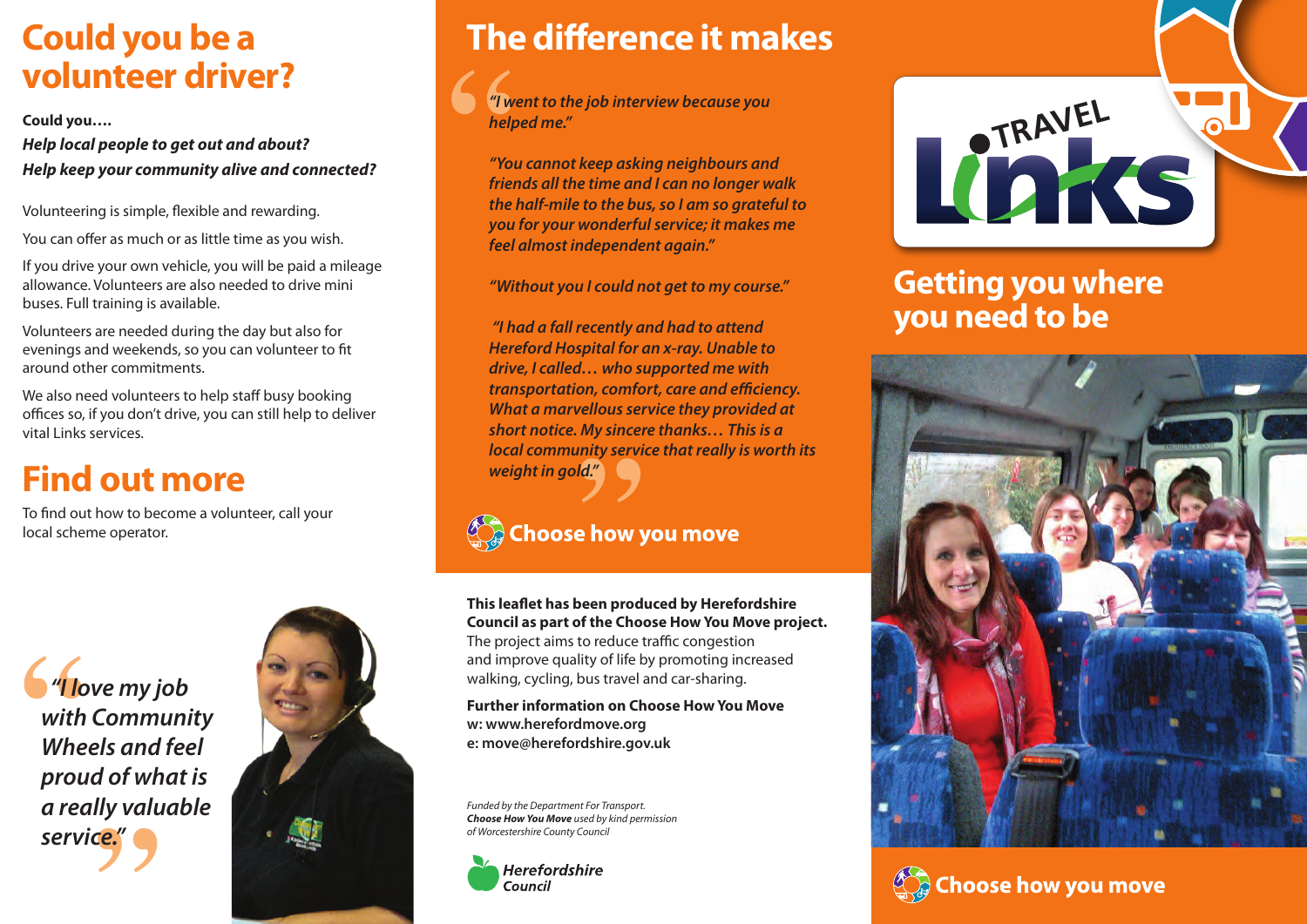# Could you be a volunteer driver?

**Could you….**

***Help local people to get out and about?***

***Help keep your community alive and connected?***

Volunteering is simple, flexible and rewarding.

You can offer as much or as little time as you wish.

If you drive your own vehicle, you will be paid a mileage allowance. Volunteers are also needed to drive mini buses. Full training is available.

Volunteers are needed during the day but also for evenings and weekends, so you can volunteer to fit around other commitments.

We also need volunteers to help staff busy booking offices so, if you don't drive, you can still help to deliver vital Links services.

# Find out more

To find out how to become a volunteer, call your local scheme operator.

*"I love my job with Community Wheels and feel proud of what is a really valuable service."*

# The difference it makes

*"I went to the job interview because you helped me."*

*"You cannot keep asking neighbours and friends all the time and I can no longer walk the half-mile to the bus, so I am so grateful to you for your wonderful service; it makes me feel almost independent again."*

*"Without you I could not get to my course."*

*"I had a fall recently and had to attend Hereford Hospital for an x-ray. Unable to drive, I called… who supported me with transportation, comfort, care and efficiency. What a marvellous service they provided at short notice. My sincere thanks… This is a local community service that really is worth its weight in gold."*

**Choose how you move**

**This leaflet has been produced by Herefordshire Council as part of the Choose How You Move project.** The project aims to reduce traffic congestion and improve quality of life by promoting increased walking, cycling, bus travel and car-sharing.

**Further information on Choose How You Move**
**w: www.herefordmove.org**
**e: move@herefordshire.gov.uk**

*Funded by the Department For Transport.*
***Choose How You Move** used by kind permission of Worcestershire County Council*

*Herefordshire Council*

# TRAVEL Links

## Getting you where you need to be

**Choose how you move**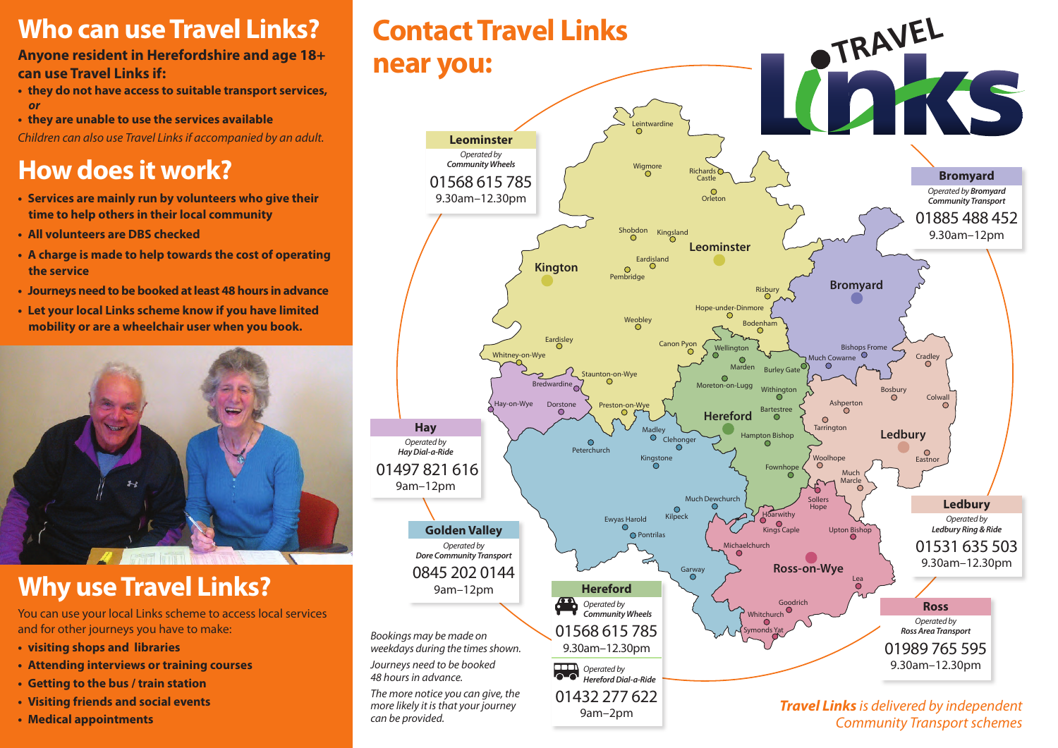# Who can use Travel Links?

**Anyone resident in Herefordshire and age 18+ can use Travel Links if:**

- **they do not have access to suitable transport services, *or***
- **they are unable to use the services available**

*Children can also use Travel Links if accompanied by an adult.*

# How does it work?

- **Services are mainly run by volunteers who give their time to help others in their local community**
- **All volunteers are DBS checked**
- **A charge is made to help towards the cost of operating the service**
- **Journeys need to be booked at least 48 hours in advance**
- **Let your local Links scheme know if you have limited mobility or are a wheelchair user when you book.**

# Why use Travel Links?

You can use your local Links scheme to access local services and for other journeys you have to make:

- **visiting shops and libraries**
- **Attending interviews or training courses**
- **Getting to the bus / train station**
- **Visiting friends and social events**
- **Medical appointments**

# Contact Travel Links near you:

TRAVEL Links

### Leominster
*Operated by* ***Community Wheels***
01568 615 785
9.30am–12.30pm

### Bromyard
*Operated by* ***Bromyard Community Transport***
01885 488 452
9.30am–12pm

### Hay
*Operated by* ***Hay Dial-a-Ride***
01497 821 616
9am–12pm

### Golden Valley
*Operated by* ***Dore Community Transport***
0845 202 0144
9am–12pm

### Ledbury
*Operated by* ***Ledbury Ring & Ride***
01531 635 503
9.30am–12.30pm

### Hereford
*Operated by* ***Community Wheels***
01568 615 785
9.30am–12.30pm

*Operated by* ***Hereford Dial-a-Ride***
01432 277 622
9am–2pm

### Ross
*Operated by* ***Ross Area Transport***
01989 765 595
9.30am–12.30pm

*Bookings may be made on weekdays during the times shown.*

*Journeys need to be booked 48 hours in advance.*

*The more notice you can give, the more likely it is that your journey can be provided.*

***Travel Links*** *is delivered by independent Community Transport schemes*